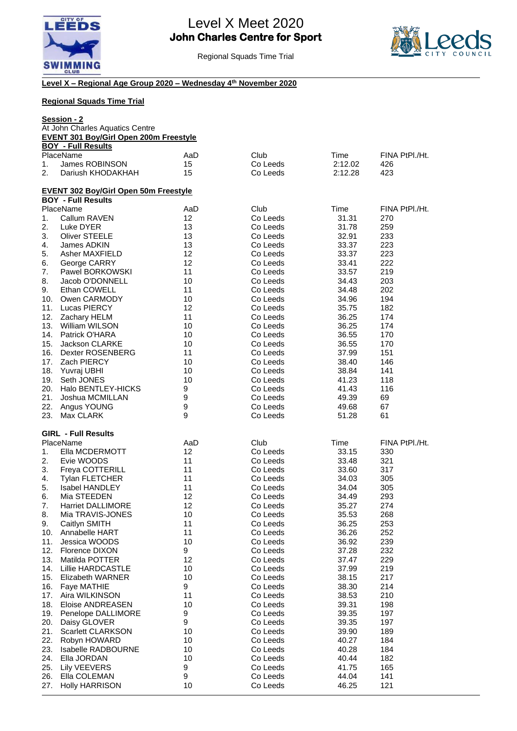# Level X Meet 2020

## John Charles Centre for Sport

Regional Squads Time Trial

**Level X – Regional Age Group 2020 – Wednesday 4th November 2020**

**Regional Squads Time Trial**

**Session - 2**

At John Charles Aquatics Centre

**EVENT 301 Boy/Girl Open 200m Freestyle**

**BOY - Full Results**

| Place | Name | AaD | Club | Time | FINA Pt |
|---|---|---|---|---|---|
| 1. | James ROBINSON | 15 | Co Leeds | 2:12.02 | 426 |
| 2. | Dariush KHODAKHAH | 15 | Co Leeds | 2:12.28 | 423 |

**EVENT 302 Boy/Girl Open 50m Freestyle**

**BOY - Full Results**

| Place | Name | AaD | Club | Time | FINA Pt |
|---|---|---|---|---|---|
| 1. | Callum RAVEN | 12 | Co Leeds | 31.31 | 270 |
| 2. | Luke DYER | 13 | Co Leeds | 31.78 | 259 |
| 3. | Oliver STEELE | 13 | Co Leeds | 32.91 | 233 |
| 4. | James ADKIN | 13 | Co Leeds | 33.37 | 223 |
| 5. | Asher MAXFIELD | 12 | Co Leeds | 33.37 | 223 |
| 6. | George CARRY | 12 | Co Leeds | 33.41 | 222 |
| 7. | Pawel BORKOWSKI | 11 | Co Leeds | 33.57 | 219 |
| 8. | Jacob O'DONNELL | 10 | Co Leeds | 34.43 | 203 |
| 9. | Ethan COWELL | 11 | Co Leeds | 34.48 | 202 |
| 10. | Owen CARMODY | 10 | Co Leeds | 34.96 | 194 |
| 11. | Lucas PIERCY | 12 | Co Leeds | 35.75 | 182 |
| 12. | Zachary HELM | 11 | Co Leeds | 36.25 | 174 |
| 13. | William WILSON | 10 | Co Leeds | 36.25 | 174 |
| 14. | Patrick O'HARA | 10 | Co Leeds | 36.55 | 170 |
| 15. | Jackson CLARKE | 10 | Co Leeds | 36.55 | 170 |
| 16. | Dexter ROSENBERG | 11 | Co Leeds | 37.99 | 151 |
| 17. | Zach PIERCY | 10 | Co Leeds | 38.40 | 146 |
| 18. | Yuvraj UBHI | 10 | Co Leeds | 38.84 | 141 |
| 19. | Seth JONES | 10 | Co Leeds | 41.23 | 118 |
| 20. | Halo BENTLEY-HICKS | 9 | Co Leeds | 41.43 | 116 |
| 21. | Joshua MCMILLAN | 9 | Co Leeds | 49.39 | 69 |
| 22. | Angus YOUNG | 9 | Co Leeds | 49.68 | 67 |
| 23. | Max CLARK | 9 | Co Leeds | 51.28 | 61 |

**GIRL - Full Results**

| Place | Name | AaD | Club | Time | FINA Pt |
|---|---|---|---|---|---|
| 1. | Ella MCDERMOTT | 12 | Co Leeds | 33.15 | 330 |
| 2. | Evie WOODS | 11 | Co Leeds | 33.48 | 321 |
| 3. | Freya COTTERILL | 11 | Co Leeds | 33.60 | 317 |
| 4. | Tylan FLETCHER | 11 | Co Leeds | 34.03 | 305 |
| 5. | Isabel HANDLEY | 11 | Co Leeds | 34.04 | 305 |
| 6. | Mia STEEDEN | 12 | Co Leeds | 34.49 | 293 |
| 7. | Harriet DALLIMORE | 12 | Co Leeds | 35.27 | 274 |
| 8. | Mia TRAVIS-JONES | 10 | Co Leeds | 35.53 | 268 |
| 9. | Caitlyn SMITH | 11 | Co Leeds | 36.25 | 253 |
| 10. | Annabelle HART | 11 | Co Leeds | 36.26 | 252 |
| 11. | Jessica WOODS | 10 | Co Leeds | 36.92 | 239 |
| 12. | Florence DIXON | 9 | Co Leeds | 37.28 | 232 |
| 13. | Matilda POTTER | 12 | Co Leeds | 37.47 | 229 |
| 14. | Lillie HARDCASTLE | 10 | Co Leeds | 37.99 | 219 |
| 15. | Elizabeth WARNER | 10 | Co Leeds | 38.15 | 217 |
| 16. | Faye MATHIE | 9 | Co Leeds | 38.30 | 214 |
| 17. | Aira WILKINSON | 11 | Co Leeds | 38.53 | 210 |
| 18. | Eloise ANDREASEN | 10 | Co Leeds | 39.31 | 198 |
| 19. | Penelope DALLIMORE | 9 | Co Leeds | 39.35 | 197 |
| 20. | Daisy GLOVER | 9 | Co Leeds | 39.35 | 197 |
| 21. | Scarlett CLARKSON | 10 | Co Leeds | 39.90 | 189 |
| 22. | Robyn HOWARD | 10 | Co Leeds | 40.27 | 184 |
| 23. | Isabelle RADBOURNE | 10 | Co Leeds | 40.28 | 184 |
| 24. | Ella JORDAN | 10 | Co Leeds | 40.44 | 182 |
| 25. | Lily VEEVERS | 9 | Co Leeds | 41.75 | 165 |
| 26. | Ella COLEMAN | 9 | Co Leeds | 44.04 | 141 |
| 27. | Holly HARRISON | 10 | Co Leeds | 46.25 | 121 |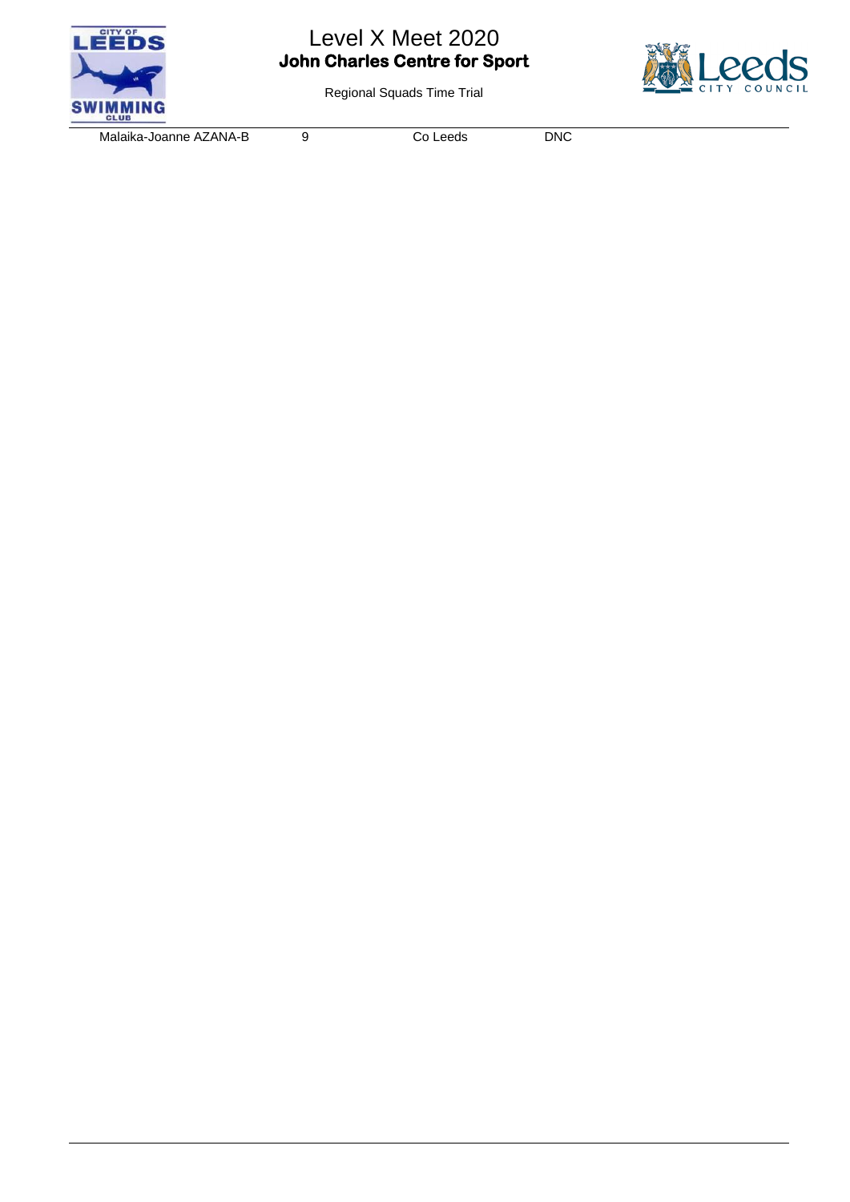| | | | |
|---|---|---|---|
| Malaika-Joanne AZANA-B | 9 | Co Leeds | DNC |